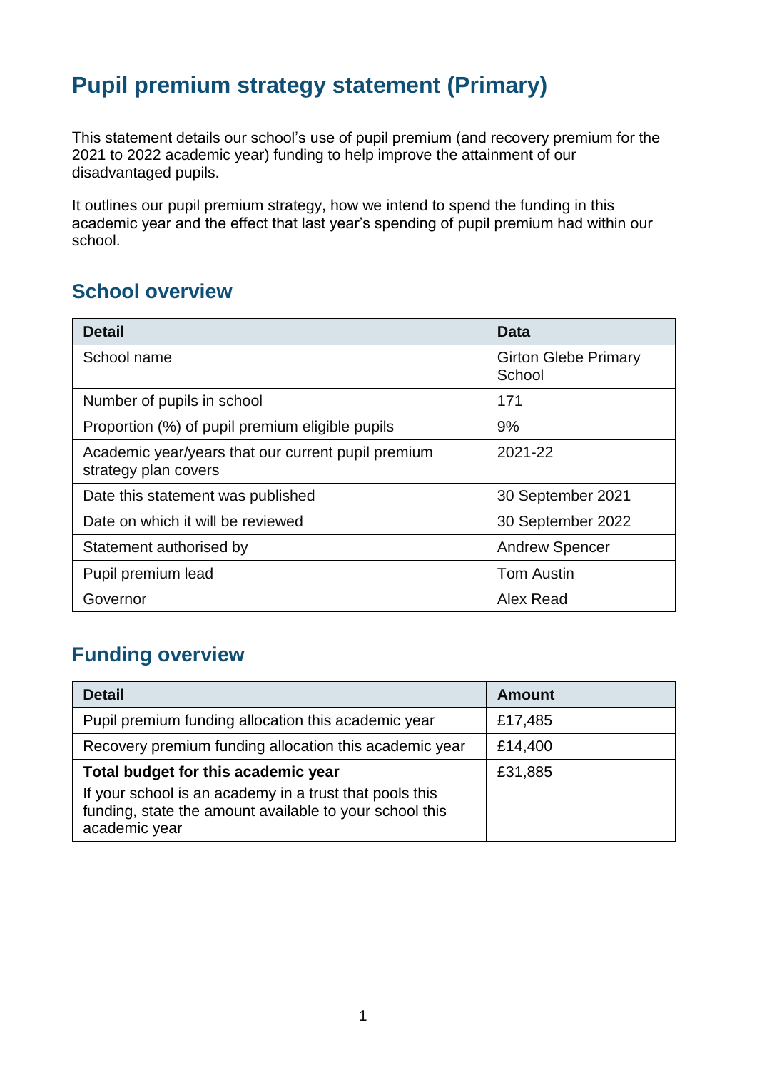# Pupil premium strategy statement (Primary)

This statement details our school's use of pupil premium (and recovery premium for the 2021 to 2022 academic year) funding to help improve the attainment of our disadvantaged pupils.

It outlines our pupil premium strategy, how we intend to spend the funding in this academic year and the effect that last year's spending of pupil premium had within our school.

## School overview

| Detail | Data |
|---|---|
| School name | Girton Glebe Primary School |
| Number of pupils in school | 171 |
| Proportion (%) of pupil premium eligible pupils | 9% |
| Academic year/years that our current pupil premium strategy plan covers | 2021-22 |
| Date this statement was published | 30 September 2021 |
| Date on which it will be reviewed | 30 September 2022 |
| Statement authorised by | Andrew Spencer |
| Pupil premium lead | Tom Austin |
| Governor | Alex Read |

## Funding overview

| Detail | Amount |
|---|---|
| Pupil premium funding allocation this academic year | £17,485 |
| Recovery premium funding allocation this academic year | £14,400 |
| **Total budget for this academic year** If your school is an academy in a trust that pools this funding, state the amount available to your school this academic year | £31,885 |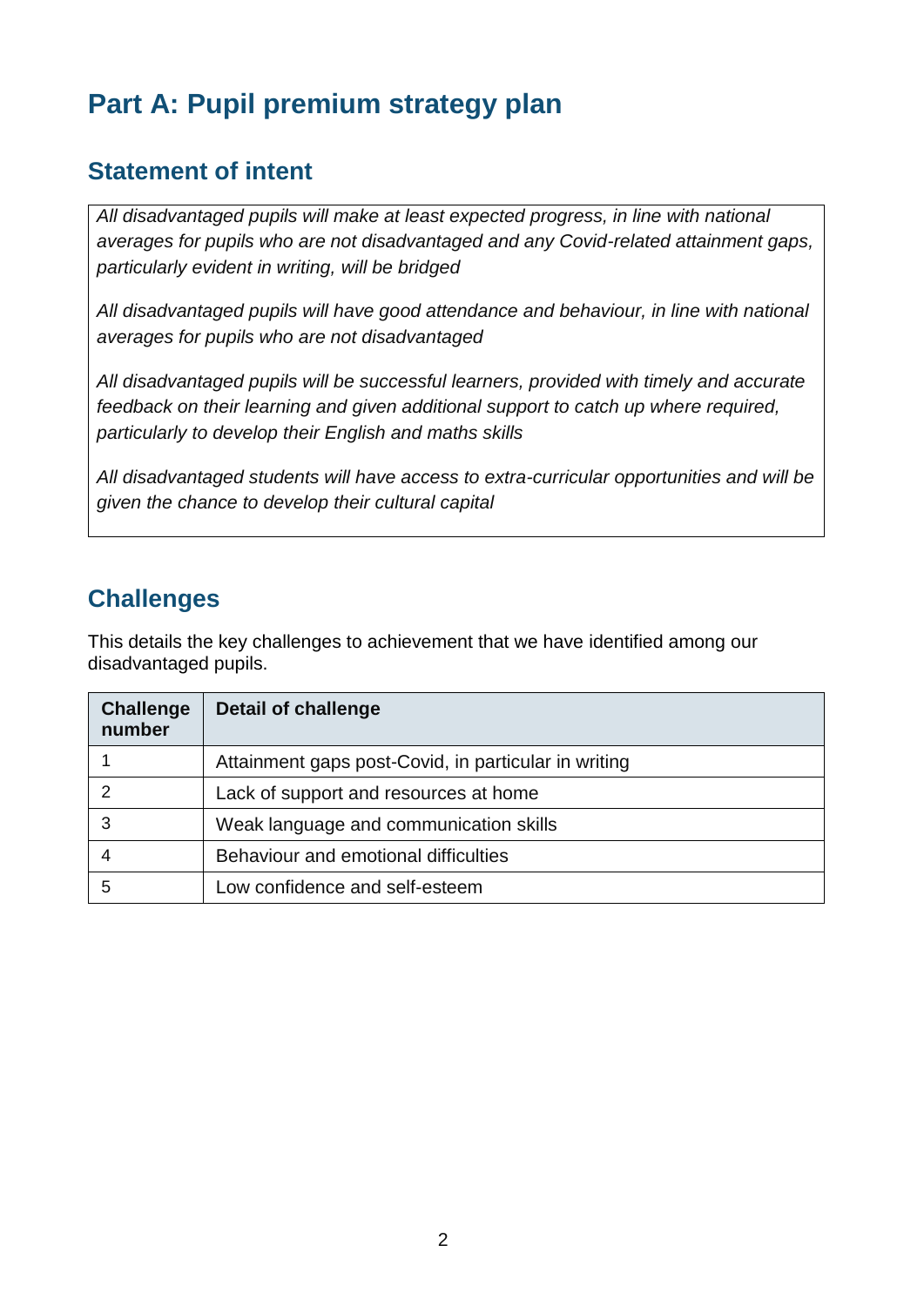# Part A: Pupil premium strategy plan

## Statement of intent

*All disadvantaged pupils will make at least expected progress, in line with national averages for pupils who are not disadvantaged and any Covid-related attainment gaps, particularly evident in writing, will be bridged*

*All disadvantaged pupils will have good attendance and behaviour, in line with national averages for pupils who are not disadvantaged*

*All disadvantaged pupils will be successful learners, provided with timely and accurate feedback on their learning and given additional support to catch up where required, particularly to develop their English and maths skills*

*All disadvantaged students will have access to extra-curricular opportunities and will be given the chance to develop their cultural capital*

## Challenges

This details the key challenges to achievement that we have identified among our disadvantaged pupils.

| Challenge number | Detail of challenge |
| --- | --- |
| 1 | Attainment gaps post-Covid, in particular in writing |
| 2 | Lack of support and resources at home |
| 3 | Weak language and communication skills |
| 4 | Behaviour and emotional difficulties |
| 5 | Low confidence and self-esteem |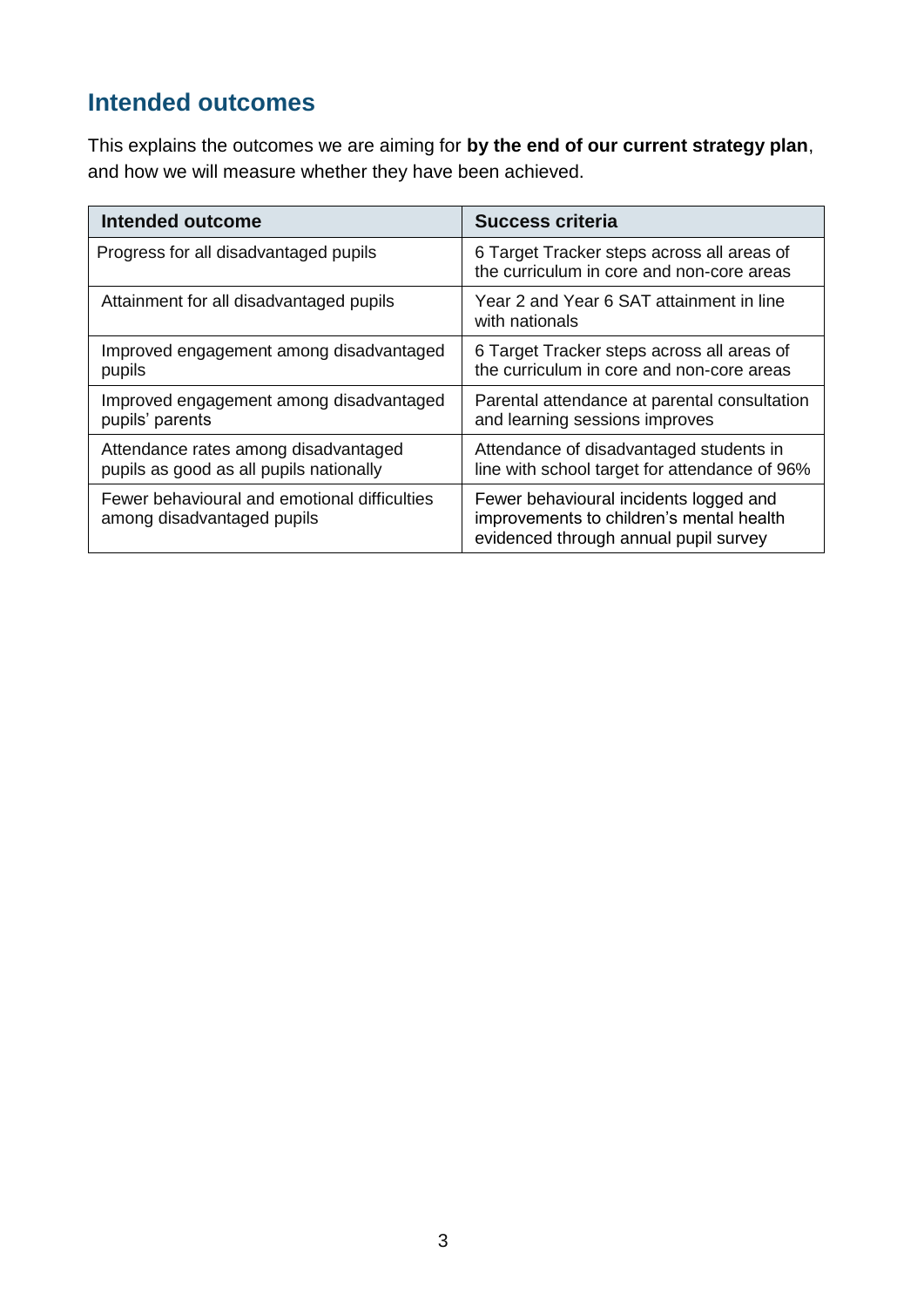## Intended outcomes

This explains the outcomes we are aiming for **by the end of our current strategy plan**, and how we will measure whether they have been achieved.

| Intended outcome | Success criteria |
|---|---|
| Progress for all disadvantaged pupils | 6 Target Tracker steps across all areas of the curriculum in core and non-core areas |
| Attainment for all disadvantaged pupils | Year 2 and Year 6 SAT attainment in line with nationals |
| Improved engagement among disadvantaged pupils | 6 Target Tracker steps across all areas of the curriculum in core and non-core areas |
| Improved engagement among disadvantaged pupils' parents | Parental attendance at parental consultation and learning sessions improves |
| Attendance rates among disadvantaged pupils as good as all pupils nationally | Attendance of disadvantaged students in line with school target for attendance of 96% |
| Fewer behavioural and emotional difficulties among disadvantaged pupils | Fewer behavioural incidents logged and improvements to children's mental health evidenced through annual pupil survey |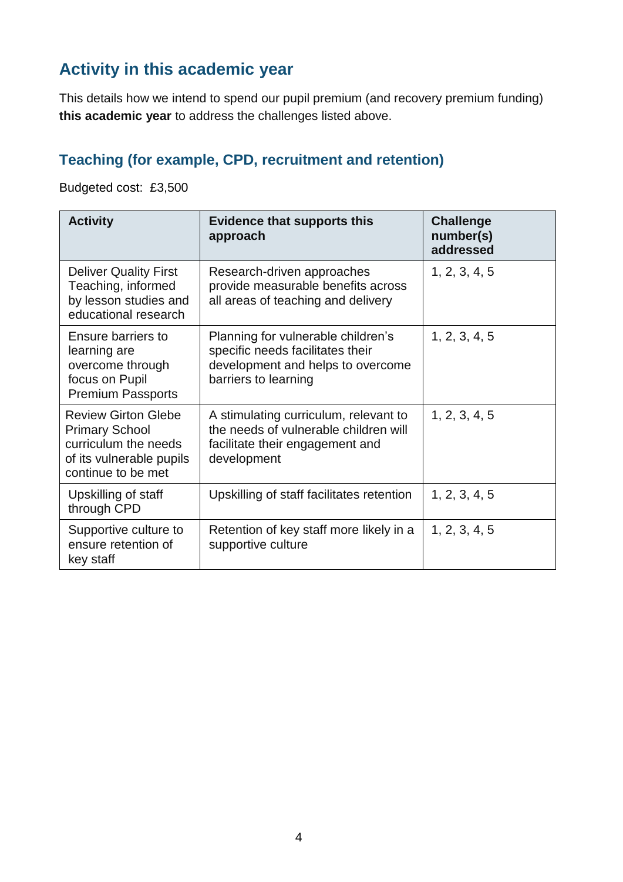## Activity in this academic year

This details how we intend to spend our pupil premium (and recovery premium funding) **this academic year** to address the challenges listed above.

### Teaching (for example, CPD, recruitment and retention)

Budgeted cost: £3,500

| Activity | Evidence that supports this approach | Challenge number(s) addressed |
|---|---|---|
| Deliver Quality First Teaching, informed by lesson studies and educational research | Research-driven approaches provide measurable benefits across all areas of teaching and delivery | 1, 2, 3, 4, 5 |
| Ensure barriers to learning are overcome through focus on Pupil Premium Passports | Planning for vulnerable children's specific needs facilitates their development and helps to overcome barriers to learning | 1, 2, 3, 4, 5 |
| Review Girton Glebe Primary School curriculum the needs of its vulnerable pupils continue to be met | A stimulating curriculum, relevant to the needs of vulnerable children will facilitate their engagement and development | 1, 2, 3, 4, 5 |
| Upskilling of staff through CPD | Upskilling of staff facilitates retention | 1, 2, 3, 4, 5 |
| Supportive culture to ensure retention of key staff | Retention of key staff more likely in a supportive culture | 1, 2, 3, 4, 5 |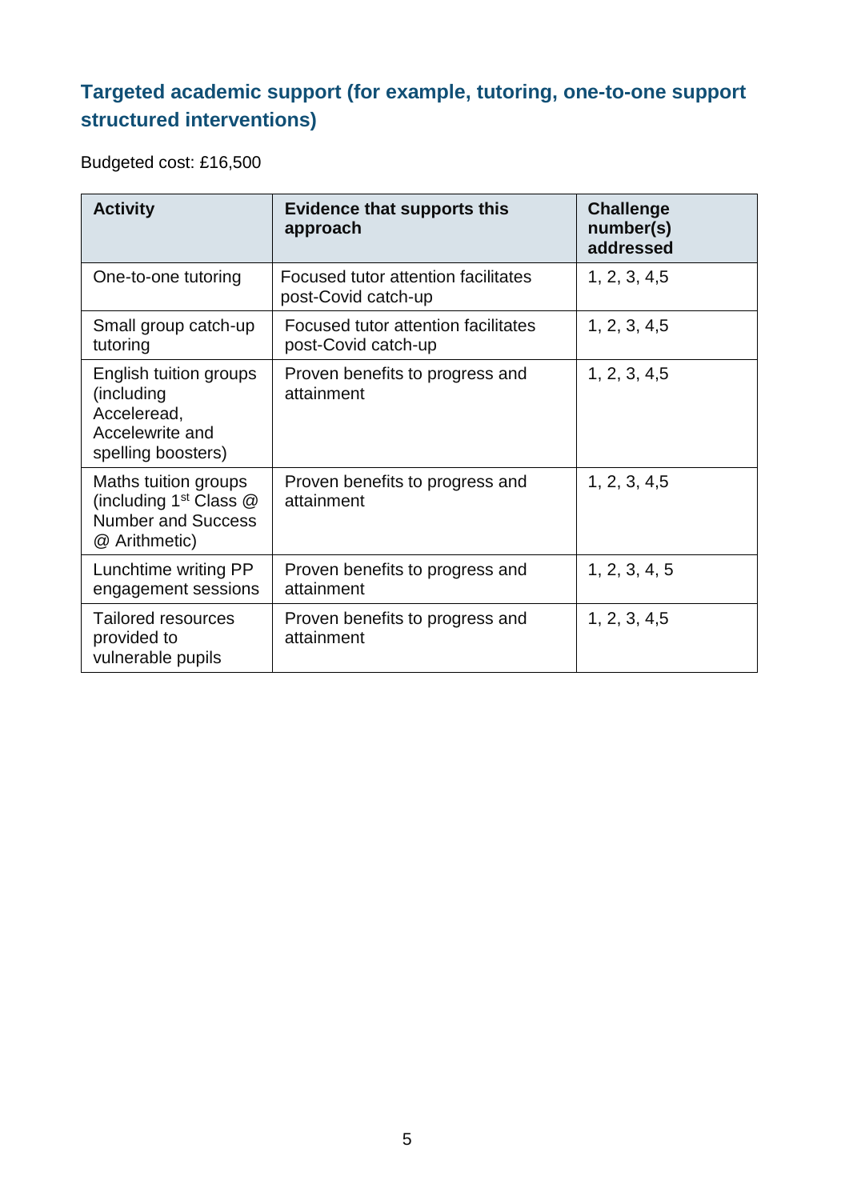### Targeted academic support (for example, tutoring, one-to-one support structured interventions)

Budgeted cost: £16,500

| Activity | Evidence that supports this approach | Challenge number(s) addressed |
|---|---|---|
| One-to-one tutoring | Focused tutor attention facilitates post-Covid catch-up | 1, 2, 3, 4,5 |
| Small group catch-up tutoring | Focused tutor attention facilitates post-Covid catch-up | 1, 2, 3, 4,5 |
| English tuition groups (including Acceleread, Accelewrite and spelling boosters) | Proven benefits to progress and attainment | 1, 2, 3, 4,5 |
| Maths tuition groups (including 1st Class @ Number and Success @ Arithmetic) | Proven benefits to progress and attainment | 1, 2, 3, 4,5 |
| Lunchtime writing PP engagement sessions | Proven benefits to progress and attainment | 1, 2, 3, 4, 5 |
| Tailored resources provided to vulnerable pupils | Proven benefits to progress and attainment | 1, 2, 3, 4,5 |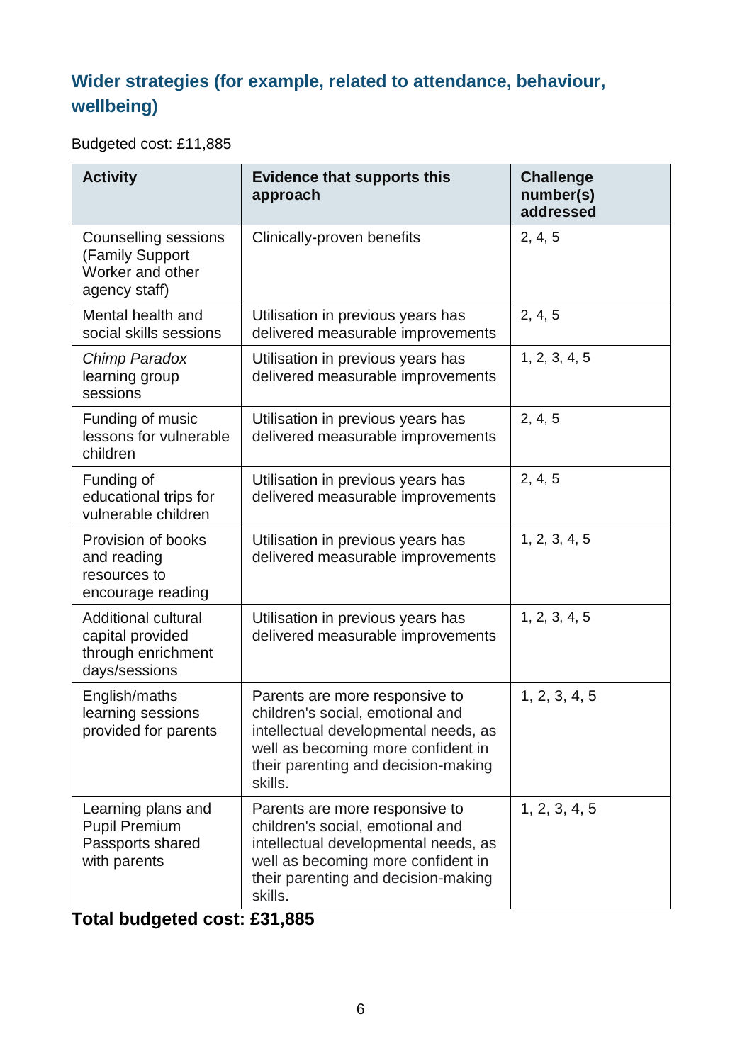## Wider strategies (for example, related to attendance, behaviour, wellbeing)

Budgeted cost: £11,885

| Activity | Evidence that supports this approach | Challenge number(s) addressed |
| --- | --- | --- |
| Counselling sessions (Family Support Worker and other agency staff) | Clinically-proven benefits | 2, 4, 5 |
| Mental health and social skills sessions | Utilisation in previous years has delivered measurable improvements | 2, 4, 5 |
| *Chimp Paradox* learning group sessions | Utilisation in previous years has delivered measurable improvements | 1, 2, 3, 4, 5 |
| Funding of music lessons for vulnerable children | Utilisation in previous years has delivered measurable improvements | 2, 4, 5 |
| Funding of educational trips for vulnerable children | Utilisation in previous years has delivered measurable improvements | 2, 4, 5 |
| Provision of books and reading resources to encourage reading | Utilisation in previous years has delivered measurable improvements | 1, 2, 3, 4, 5 |
| Additional cultural capital provided through enrichment days/sessions | Utilisation in previous years has delivered measurable improvements | 1, 2, 3, 4, 5 |
| English/maths learning sessions provided for parents | Parents are more responsive to children's social, emotional and intellectual developmental needs, as well as becoming more confident in their parenting and decision-making skills. | 1, 2, 3, 4, 5 |
| Learning plans and Pupil Premium Passports shared with parents | Parents are more responsive to children's social, emotional and intellectual developmental needs, as well as becoming more confident in their parenting and decision-making skills. | 1, 2, 3, 4, 5 |

**Total budgeted cost: £31,885**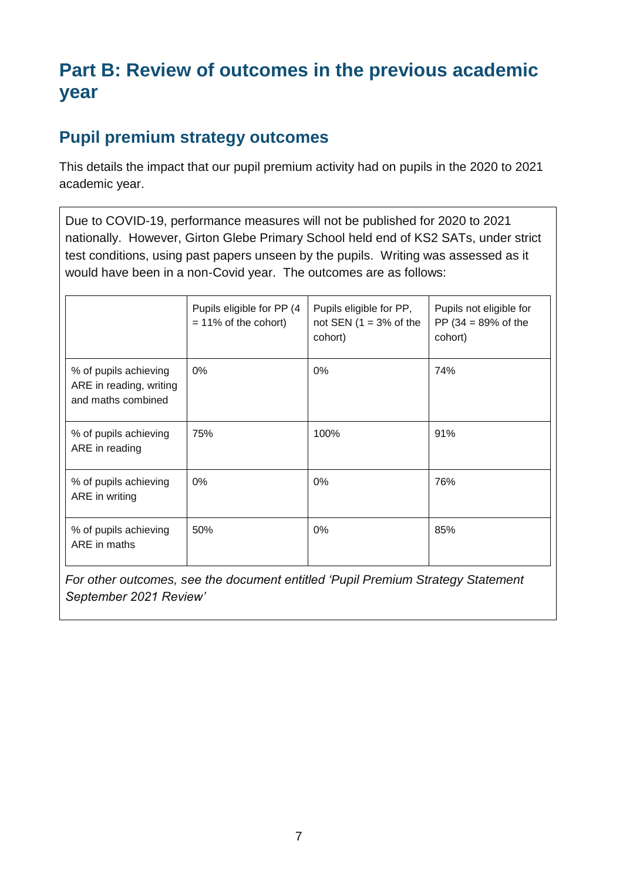# Part B: Review of outcomes in the previous academic year

## Pupil premium strategy outcomes

This details the impact that our pupil premium activity had on pupils in the 2020 to 2021 academic year.

Due to COVID-19, performance measures will not be published for 2020 to 2021 nationally. However, Girton Glebe Primary School held end of KS2 SATs, under strict test conditions, using past papers unseen by the pupils. Writing was assessed as it would have been in a non-Covid year. The outcomes are as follows:

| | Pupils eligible for PP (4 = 11% of the cohort) | Pupils eligible for PP, not SEN (1 = 3% of the cohort) | Pupils not eligible for PP (34 = 89% of the cohort) |
|---|---|---|---|
| % of pupils achieving ARE in reading, writing and maths combined | 0% | 0% | 74% |
| % of pupils achieving ARE in reading | 75% | 100% | 91% |
| % of pupils achieving ARE in writing | 0% | 0% | 76% |
| % of pupils achieving ARE in maths | 50% | 0% | 85% |

*For other outcomes, see the document entitled 'Pupil Premium Strategy Statement September 2021 Review'*